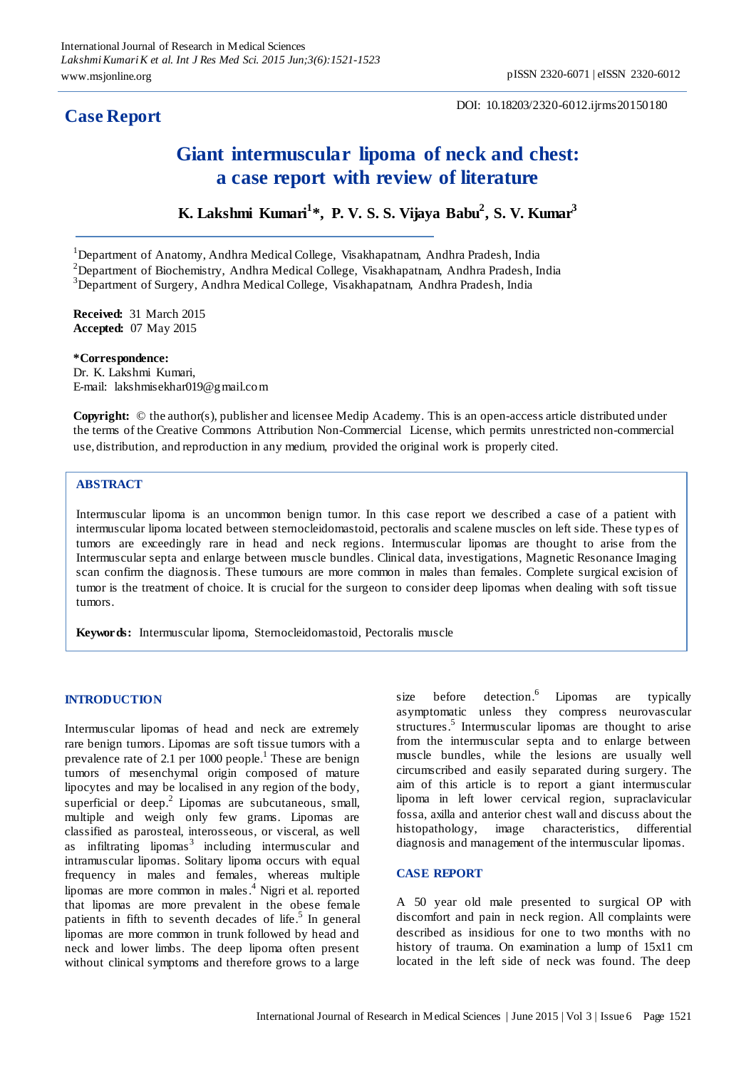# Case Report

DOI: 10.18203/2320-6012.ijrms20150180

## Giant intermuscular lipoma of neck and chest: a case report with review of literature

**K. Lakshmi Kumari[1]\*, P. V. S. S. Vijaya Babu[2], S. V. Kumar[3]**

[1]Department of Anatomy, Andhra Medical College, Visakhapatnam, Andhra Pradesh, India
[2]Department of Biochemistry, Andhra Medical College, Visakhapatnam, Andhra Pradesh, India
[3]Department of Surgery, Andhra Medical College, Visakhapatnam, Andhra Pradesh, India

**Received:** 31 March 2015
**Accepted:** 07 May 2015

**\*Correspondence:**
Dr. K. Lakshmi Kumari,
E-mail: lakshmisekhar019@gmail.com

**Copyright:** © the author(s), publisher and licensee Medip Academy. This is an open-access article distributed under the terms of the Creative Commons Attribution Non-Commercial License, which permits unrestricted non-commercial use, distribution, and reproduction in any medium, provided the original work is properly cited.

### ABSTRACT

Intermuscular lipoma is an uncommon benign tumor. In this case report we described a case of a patient with intermuscular lipoma located between sternocleidomastoid, pectoralis and scalene muscles on left side. These types of tumors are exceedingly rare in head and neck regions. Intermuscular lipomas are thought to arise from the Intermuscular septa and enlarge between muscle bundles. Clinical data, investigations, Magnetic Resonance Imaging scan confirm the diagnosis. These tumours are more common in males than females. Complete surgical excision of tumor is the treatment of choice. It is crucial for the surgeon to consider deep lipomas when dealing with soft tissue tumors.

**Keywords:** Intermuscular lipoma, Sternocleidomastoid, Pectoralis muscle

### INTRODUCTION

Intermuscular lipomas of head and neck are extremely rare benign tumors. Lipomas are soft tissue tumors with a prevalence rate of 2.1 per 1000 people.[1] These are benign tumors of mesenchymal origin composed of mature lipocytes and may be localised in any region of the body, superficial or deep.[2] Lipomas are subcutaneous, small, multiple and weigh only few grams. Lipomas are classified as parosteal, interosseous, or visceral, as well as infiltrating lipomas[3] including intermuscular and intramuscular lipomas. Solitary lipoma occurs with equal frequency in males and females, whereas multiple lipomas are more common in males.[4] Nigri et al. reported that lipomas are more prevalent in the obese female patients in fifth to seventh decades of life.[5] In general lipomas are more common in trunk followed by head and neck and lower limbs. The deep lipoma often present without clinical symptoms and therefore grows to a large size before detection.[6] Lipomas are typically asymptomatic unless they compress neurovascular structures.[5] Intermuscular lipomas are thought to arise from the intermuscular septa and to enlarge between muscle bundles, while the lesions are usually well circumscribed and easily separated during surgery. The aim of this article is to report a giant intermuscular lipoma in left lower cervical region, supraclavicular fossa, axilla and anterior chest wall and discuss about the histopathology, image characteristics, differential diagnosis and management of the intermuscular lipomas.

### CASE REPORT

A 50 year old male presented to surgical OP with discomfort and pain in neck region. All complaints were described as insidious for one to two months with no history of trauma. On examination a lump of 15x11 cm located in the left side of neck was found. The deep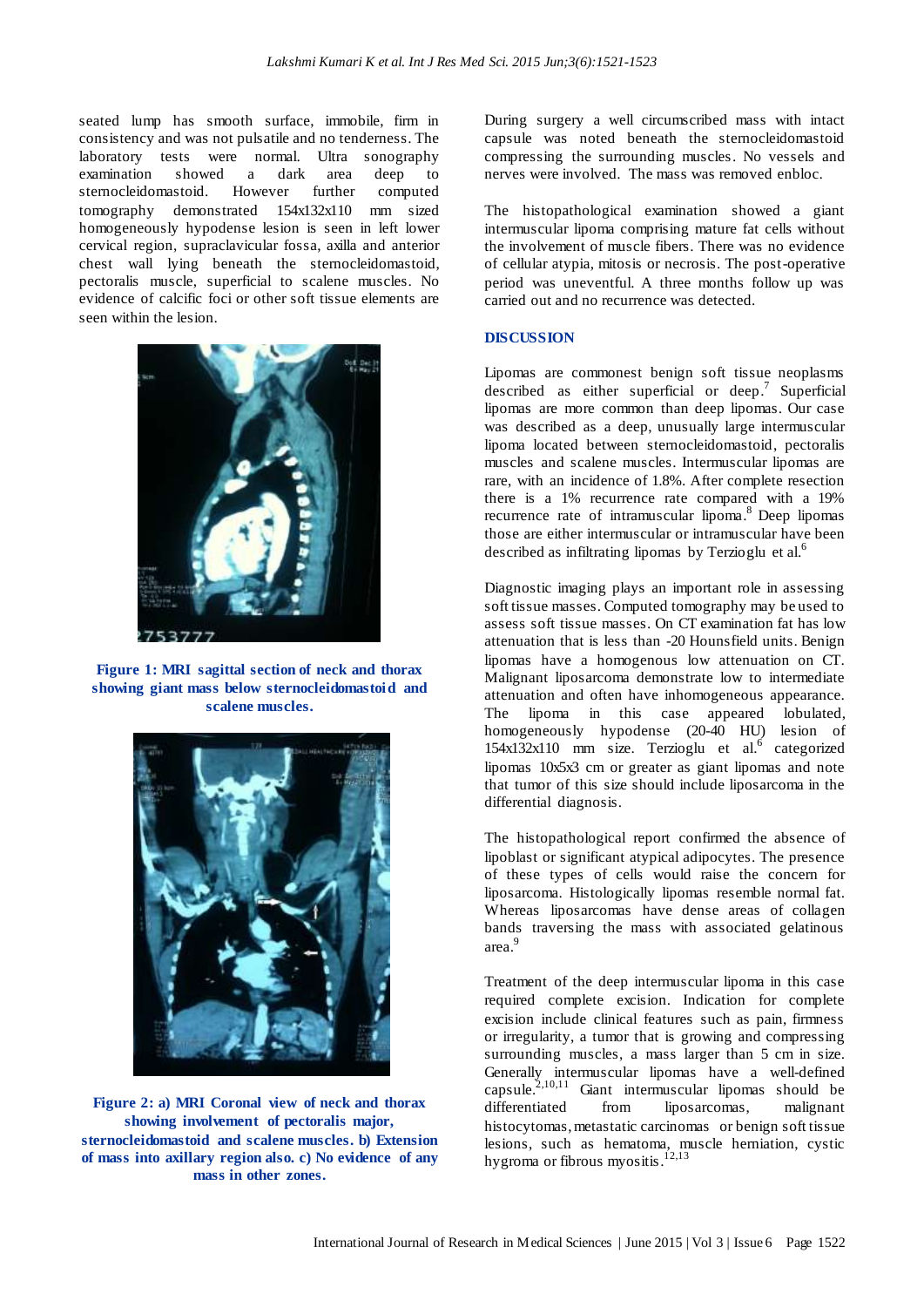seated lump has smooth surface, immobile, firm in consistency and was not pulsatile and no tenderness. The laboratory tests were normal. Ultra sonography examination showed a dark area deep to sternocleidomastoid. However further computed tomography demonstrated 154x132x110 mm sized homogeneously hypodense lesion is seen in left lower cervical region, supraclavicular fossa, axilla and anterior chest wall lying beneath the sternocleidomastoid, pectoralis muscle, superficial to scalene muscles. No evidence of calcific foci or other soft tissue elements are seen within the lesion.

**Figure 1: MRI sagittal section of neck and thorax showing giant mass below sternocleidomastoid and scalene muscles.**

**Figure 2: a) MRI Coronal view of neck and thorax showing involvement of pectoralis major, sternocleidomastoid and scalene muscles. b) Extension of mass into axillary region also. c) No evidence of any mass in other zones.**

During surgery a well circumscribed mass with intact capsule was noted beneath the sternocleidomastoid compressing the surrounding muscles. No vessels and nerves were involved. The mass was removed enbloc.

The histopathological examination showed a giant intermuscular lipoma comprising mature fat cells without the involvement of muscle fibers. There was no evidence of cellular atypia, mitosis or necrosis. The post-operative period was uneventful. A three months follow up was carried out and no recurrence was detected.

## DISCUSSION

Lipomas are commonest benign soft tissue neoplasms described as either superficial or deep.[7] Superficial lipomas are more common than deep lipomas. Our case was described as a deep, unusually large intermuscular lipoma located between sternocleidomastoid, pectoralis muscles and scalene muscles. Intermuscular lipomas are rare, with an incidence of 1.8%. After complete resection there is a 1% recurrence rate compared with a 19% recurrence rate of intramuscular lipoma.[8] Deep lipomas those are either intermuscular or intramuscular have been described as infiltrating lipomas by Terzioglu et al.[6]

Diagnostic imaging plays an important role in assessing soft tissue masses. Computed tomography may be used to assess soft tissue masses. On CT examination fat has low attenuation that is less than -20 Hounsfield units. Benign lipomas have a homogenous low attenuation on CT. Malignant liposarcoma demonstrate low to intermediate attenuation and often have inhomogeneous appearance. The lipoma in this case appeared lobulated, homogeneously hypodense (20-40 HU) lesion of 154x132x110 mm size. Terzioglu et al.[6] categorized lipomas 10x5x3 cm or greater as giant lipomas and note that tumor of this size should include liposarcoma in the differential diagnosis.

The histopathological report confirmed the absence of lipoblast or significant atypical adipocytes. The presence of these types of cells would raise the concern for liposarcoma. Histologically lipomas resemble normal fat. Whereas liposarcomas have dense areas of collagen bands traversing the mass with associated gelatinous area.[9]

Treatment of the deep intermuscular lipoma in this case required complete excision. Indication for complete excision include clinical features such as pain, firmness or irregularity, a tumor that is growing and compressing surrounding muscles, a mass larger than 5 cm in size. Generally intermuscular lipomas have a well-defined capsule.[2,10,11] Giant intermuscular lipomas should be differentiated from liposarcomas, malignant histocytomas, metastatic carcinomas or benign soft tissue lesions, such as hematoma, muscle herniation, cystic hygroma or fibrous myositis.[12,13]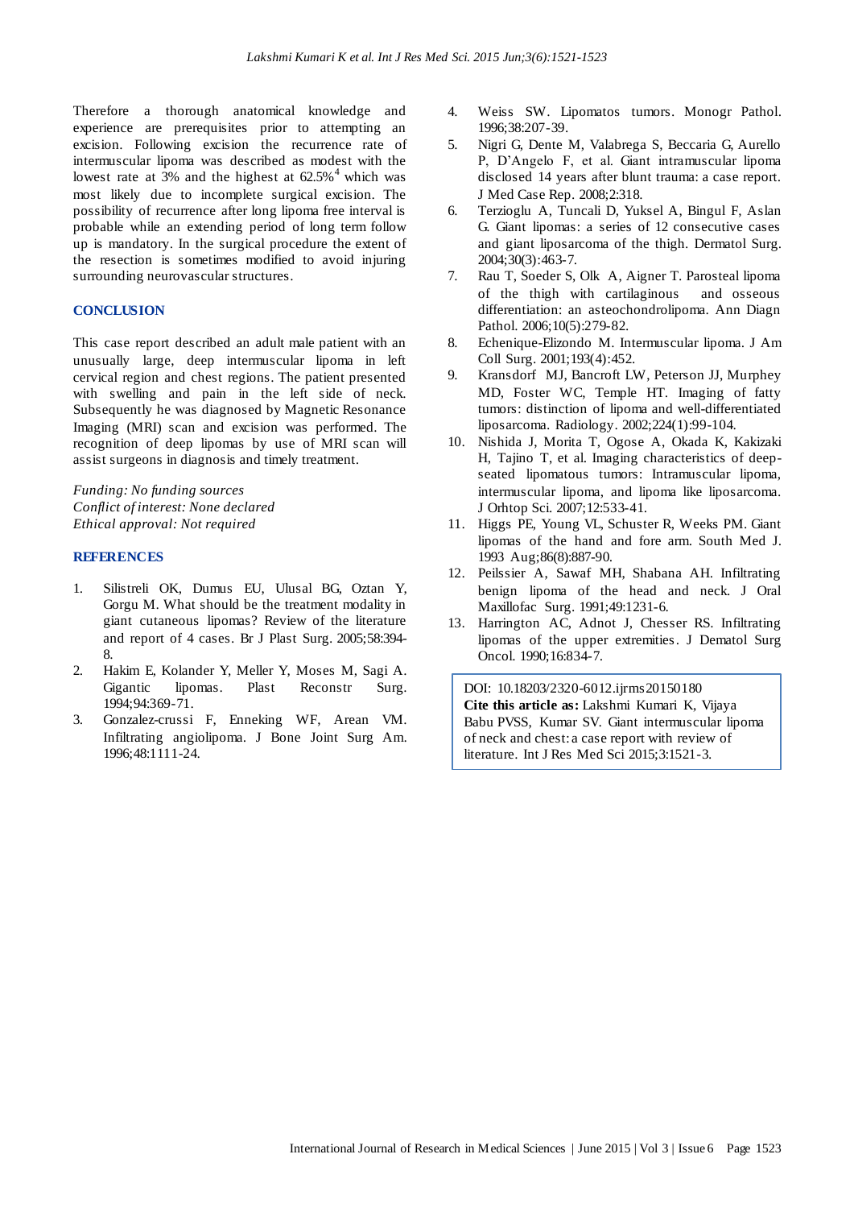Therefore a thorough anatomical knowledge and experience are prerequisites prior to attempting an excision. Following excision the recurrence rate of intermuscular lipoma was described as modest with the lowest rate at 3% and the highest at 62.5%[4] which was most likely due to incomplete surgical excision. The possibility of recurrence after long lipoma free interval is probable while an extending period of long term follow up is mandatory. In the surgical procedure the extent of the resection is sometimes modified to avoid injuring surrounding neurovascular structures.

## CONCLUSION

This case report described an adult male patient with an unusually large, deep intermuscular lipoma in left cervical region and chest regions. The patient presented with swelling and pain in the left side of neck. Subsequently he was diagnosed by Magnetic Resonance Imaging (MRI) scan and excision was performed. The recognition of deep lipomas by use of MRI scan will assist surgeons in diagnosis and timely treatment.

*Funding: No funding sources*
*Conflict of interest: None declared*
*Ethical approval: Not required*

## REFERENCES

1. Silistreli OK, Dumus EU, Ulusal BG, Oztan Y, Gorgu M. What should be the treatment modality in giant cutaneous lipomas? Review of the literature and report of 4 cases. Br J Plast Surg. 2005;58:394-8.
2. Hakim E, Kolander Y, Meller Y, Moses M, Sagi A. Gigantic lipomas. Plast Reconstr Surg. 1994;94:369-71.
3. Gonzalez-crussi F, Enneking WF, Arean VM. Infiltrating angiolipoma. J Bone Joint Surg Am. 1996;48:1111-24.
4. Weiss SW. Lipomatos tumors. Monogr Pathol. 1996;38:207-39.
5. Nigri G, Dente M, Valabrega S, Beccaria G, Aurello P, D'Angelo F, et al. Giant intramuscular lipoma disclosed 14 years after blunt trauma: a case report. J Med Case Rep. 2008;2:318.
6. Terzioglu A, Tuncali D, Yuksel A, Bingul F, Aslan G. Giant lipomas: a series of 12 consecutive cases and giant liposarcoma of the thigh. Dermatol Surg. 2004;30(3):463-7.
7. Rau T, Soeder S, Olk A, Aigner T. Parosteal lipoma of the thigh with cartilaginous and osseous differentiation: an asteochondrolipoma. Ann Diagn Pathol. 2006;10(5):279-82.
8. Echenique-Elizondo M. Intermuscular lipoma. J Am Coll Surg. 2001;193(4):452.
9. Kransdorf MJ, Bancroft LW, Peterson JJ, Murphey MD, Foster WC, Temple HT. Imaging of fatty tumors: distinction of lipoma and well-differentiated liposarcoma. Radiology. 2002;224(1):99-104.
10. Nishida J, Morita T, Ogose A, Okada K, Kakizaki H, Tajino T, et al. Imaging characteristics of deep-seated lipomatous tumors: Intramuscular lipoma, intermuscular lipoma, and lipoma like liposarcoma. J Orhtop Sci. 2007;12:533-41.
11. Higgs PE, Young VL, Schuster R, Weeks PM. Giant lipomas of the hand and fore arm. South Med J. 1993 Aug;86(8):887-90.
12. Peilssier A, Sawaf MH, Shabana AH. Infiltrating benign lipoma of the head and neck. J Oral Maxillofac Surg. 1991;49:1231-6.
13. Harrington AC, Adnot J, Chesser RS. Infiltrating lipomas of the upper extremities. J Dematol Surg Oncol. 1990;16:834-7.

DOI: 10.18203/2320-6012.ijrms20150180
**Cite this article as:** Lakshmi Kumari K, Vijaya Babu PVSS, Kumar SV. Giant intermuscular lipoma of neck and chest: a case report with review of literature. Int J Res Med Sci 2015;3:1521-3.